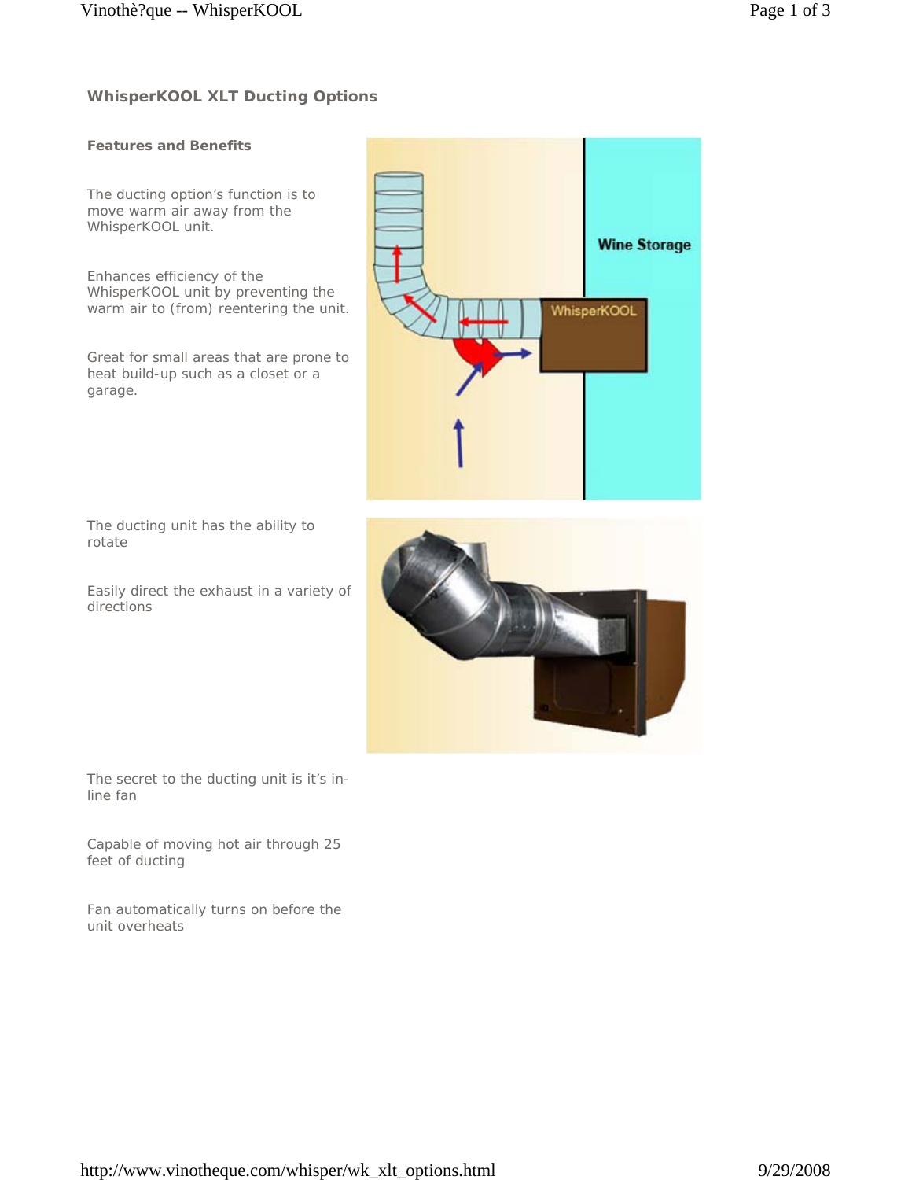## WhisperKOOL XLT Ducting Options

### Features and Benefits

The ducting option's function is to move warm air away from the WhisperKOOL unit.

Enhances efficiency of the WhisperKOOL unit by preventing the warm air to (from) reentering the unit.

Great for small areas that are prone to heat build-up such as a closet or a garage.

The ducting unit has the ability to rotate

Easily direct the exhaust in a variety of directions

The secret to the ducting unit is it's in-line fan

Capable of moving hot air through 25 feet of ducting

Fan automatically turns on before the unit overheats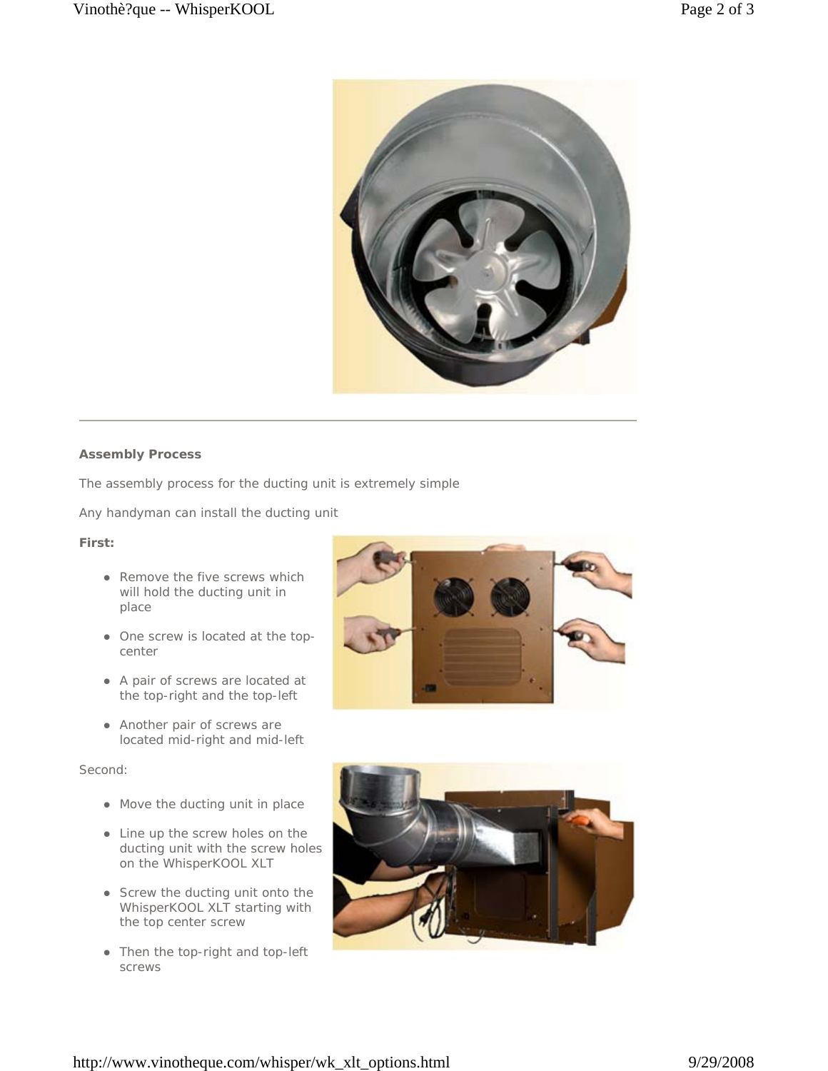---

**Assembly Process**

The assembly process for the ducting unit is extremely simple

Any handyman can install the ducting unit

**First:**

- Remove the five screws which will hold the ducting unit in place
- One screw is located at the top-center
- A pair of screws are located at the top-right and the top-left
- Another pair of screws are located mid-right and mid-left

Second:

- Move the ducting unit in place
- Line up the screw holes on the ducting unit with the screw holes on the WhisperKOOL XLT
- Screw the ducting unit onto the WhisperKOOL XLT starting with the top center screw
- Then the top-right and top-left screws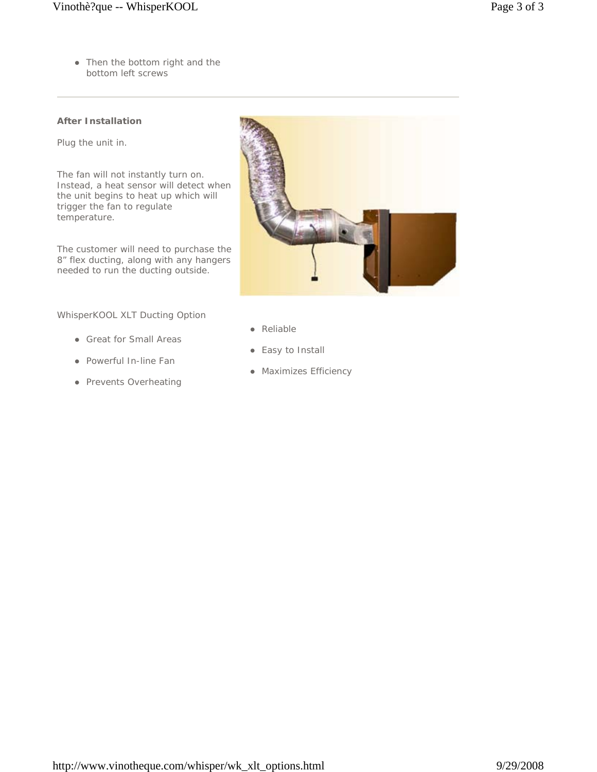- Then the bottom right and the bottom left screws

---

**After Installation**

Plug the unit in.

The fan will not instantly turn on. Instead, a heat sensor will detect when the unit begins to heat up which will trigger the fan to regulate temperature.

The customer will need to purchase the 8” flex ducting, along with any hangers needed to run the ducting outside.

WhisperKOOL XLT Ducting Option

- Great for Small Areas
- Powerful In-line Fan
- Prevents Overheating
- Reliable
- Easy to Install
- Maximizes Efficiency